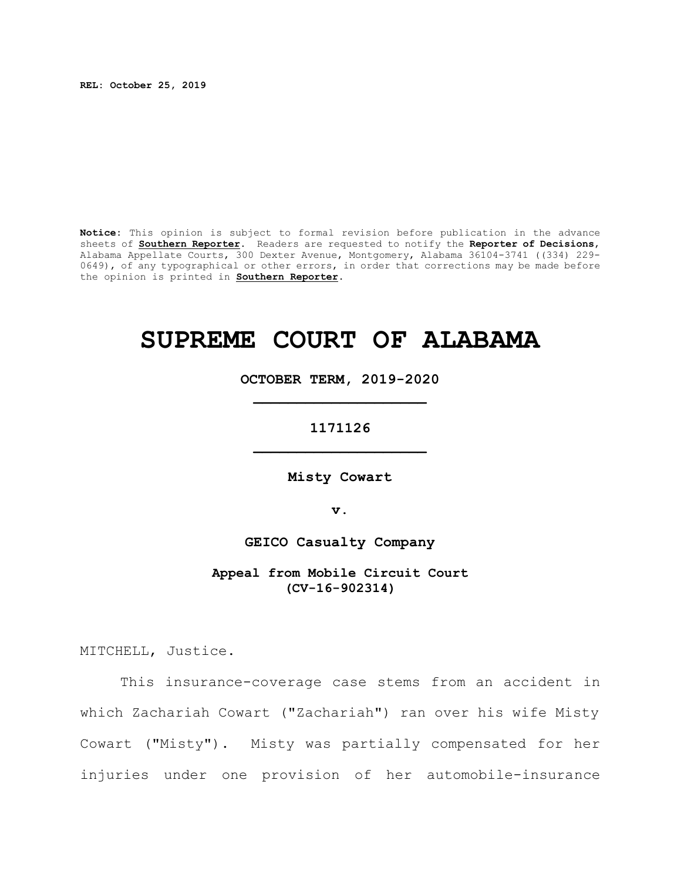REL: October 25, 2019

**Notice**: This opinion is subject to formal revision before publication in the advance sheets of **Southern Reporter**. Readers are requested to notify the **Reporter of Decisions**, Alabama Appellate Courts, 300 Dexter Avenue, Montgomery, Alabama 36104-3741 ((334) 229-0649), of any typographical or other errors, in order that corrections may be made before the opinion is printed in **Southern Reporter**.

# SUPREME COURT OF ALABAMA

**OCTOBER TERM, 2019-2020**

**1171126**

**Misty Cowart**

**v.**

**GEICO Casualty Company**

**Appeal from Mobile Circuit Court (CV-16-902314)**

MITCHELL, Justice.

This insurance-coverage case stems from an accident in which Zachariah Cowart ("Zachariah") ran over his wife Misty Cowart ("Misty"). Misty was partially compensated for her injuries under one provision of her automobile-insurance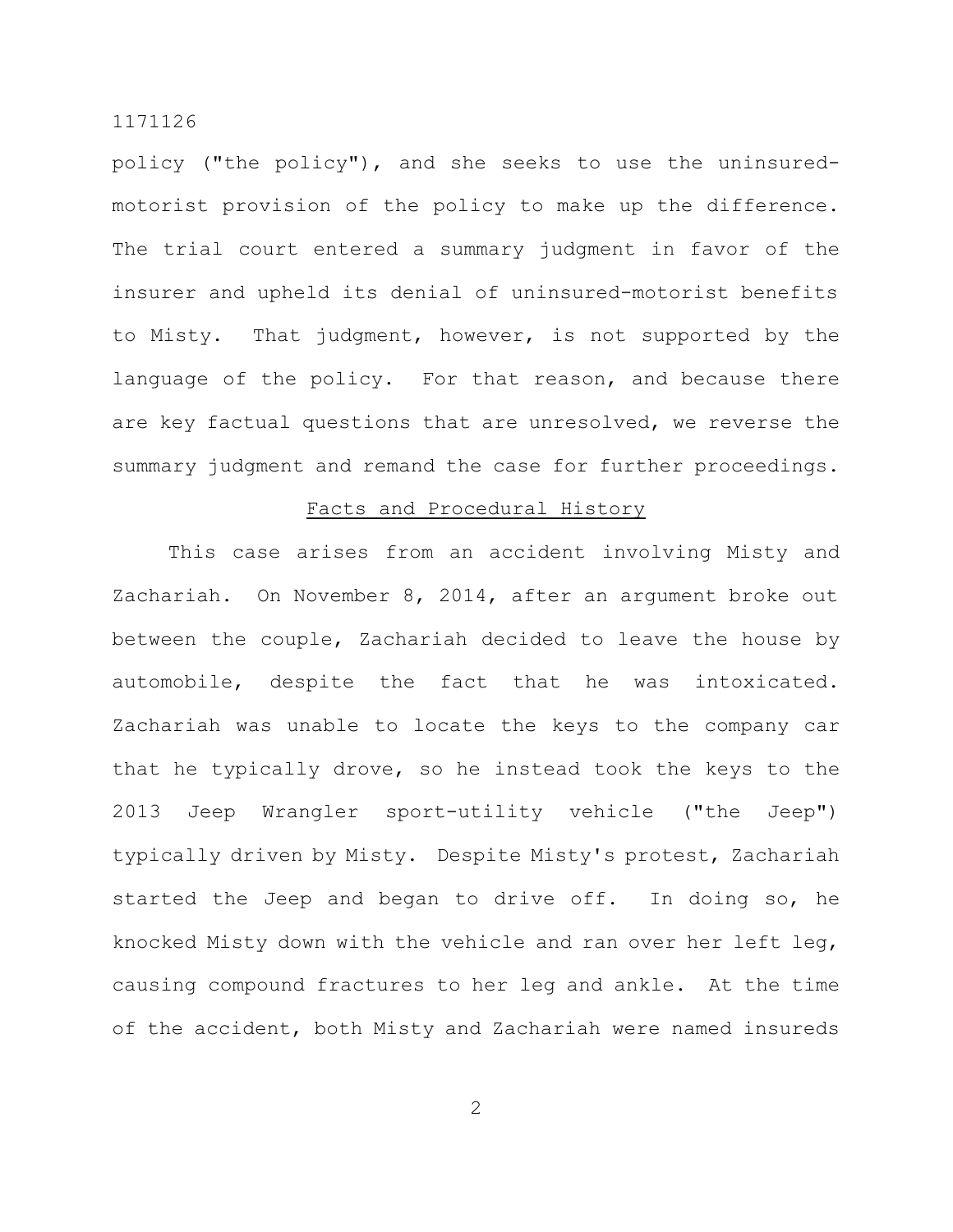policy ("the policy"), and she seeks to use the uninsured-motorist provision of the policy to make up the difference. The trial court entered a summary judgment in favor of the insurer and upheld its denial of uninsured-motorist benefits to Misty. That judgment, however, is not supported by the language of the policy. For that reason, and because there are key factual questions that are unresolved, we reverse the summary judgment and remand the case for further proceedings.

## Facts and Procedural History

This case arises from an accident involving Misty and Zachariah. On November 8, 2014, after an argument broke out between the couple, Zachariah decided to leave the house by automobile, despite the fact that he was intoxicated. Zachariah was unable to locate the keys to the company car that he typically drove, so he instead took the keys to the 2013 Jeep Wrangler sport-utility vehicle ("the Jeep") typically driven by Misty. Despite Misty's protest, Zachariah started the Jeep and began to drive off. In doing so, he knocked Misty down with the vehicle and ran over her left leg, causing compound fractures to her leg and ankle. At the time of the accident, both Misty and Zachariah were named insureds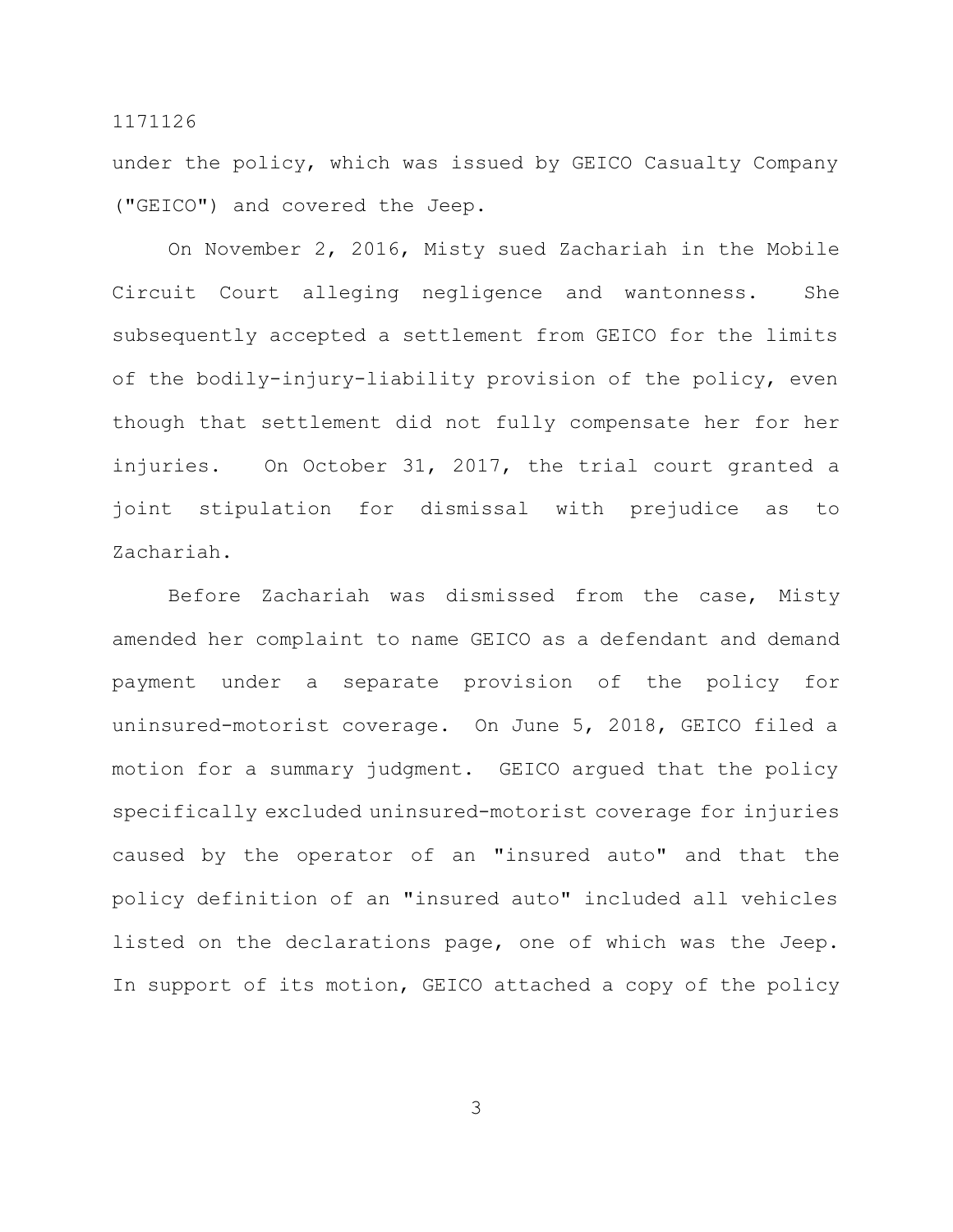under the policy, which was issued by GEICO Casualty Company ("GEICO") and covered the Jeep.

On November 2, 2016, Misty sued Zachariah in the Mobile Circuit Court alleging negligence and wantonness. She subsequently accepted a settlement from GEICO for the limits of the bodily-injury-liability provision of the policy, even though that settlement did not fully compensate her for her injuries. On October 31, 2017, the trial court granted a joint stipulation for dismissal with prejudice as to Zachariah.

Before Zachariah was dismissed from the case, Misty amended her complaint to name GEICO as a defendant and demand payment under a separate provision of the policy for uninsured-motorist coverage. On June 5, 2018, GEICO filed a motion for a summary judgment. GEICO argued that the policy specifically excluded uninsured-motorist coverage for injuries caused by the operator of an "insured auto" and that the policy definition of an "insured auto" included all vehicles listed on the declarations page, one of which was the Jeep. In support of its motion, GEICO attached a copy of the policy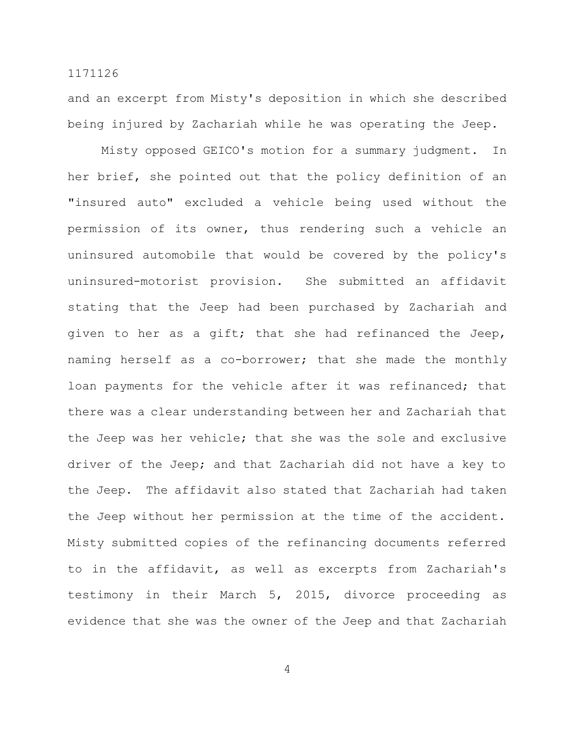and an excerpt from Misty's deposition in which she described being injured by Zachariah while he was operating the Jeep.

Misty opposed GEICO's motion for a summary judgment. In her brief, she pointed out that the policy definition of an "insured auto" excluded a vehicle being used without the permission of its owner, thus rendering such a vehicle an uninsured automobile that would be covered by the policy's uninsured-motorist provision. She submitted an affidavit stating that the Jeep had been purchased by Zachariah and given to her as a gift; that she had refinanced the Jeep, naming herself as a co-borrower; that she made the monthly loan payments for the vehicle after it was refinanced; that there was a clear understanding between her and Zachariah that the Jeep was her vehicle; that she was the sole and exclusive driver of the Jeep; and that Zachariah did not have a key to the Jeep. The affidavit also stated that Zachariah had taken the Jeep without her permission at the time of the accident. Misty submitted copies of the refinancing documents referred to in the affidavit, as well as excerpts from Zachariah's testimony in their March 5, 2015, divorce proceeding as evidence that she was the owner of the Jeep and that Zachariah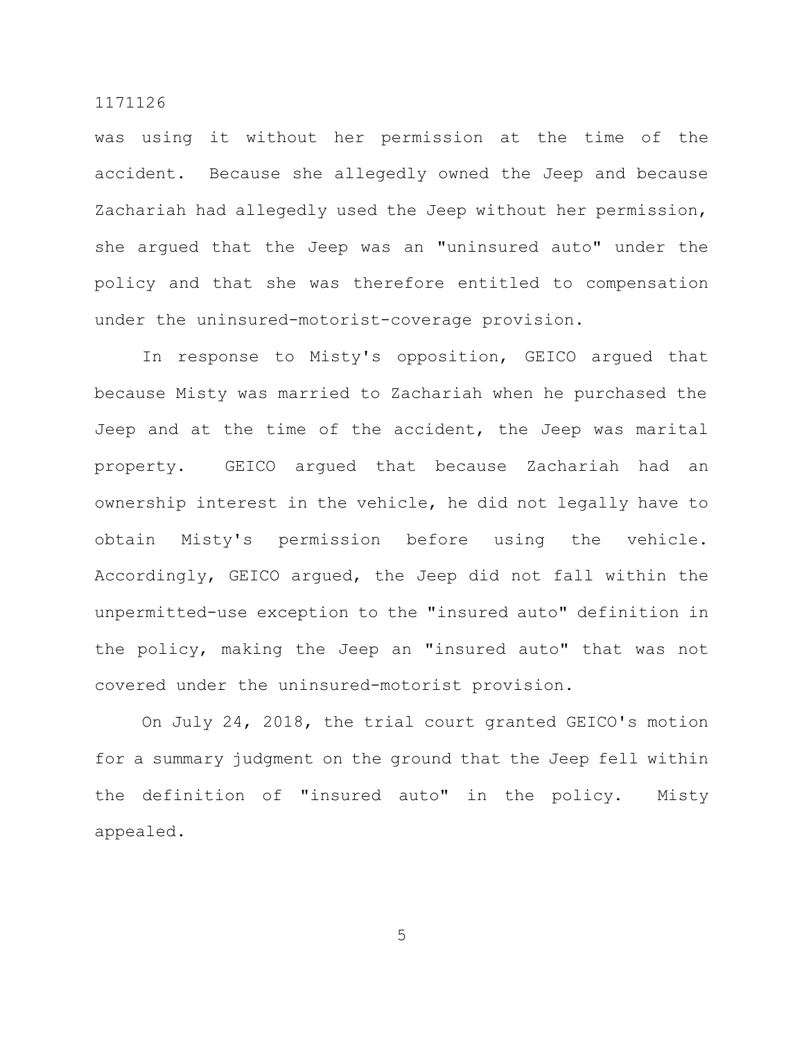was using it without her permission at the time of the accident. Because she allegedly owned the Jeep and because Zachariah had allegedly used the Jeep without her permission, she argued that the Jeep was an "uninsured auto" under the policy and that she was therefore entitled to compensation under the uninsured-motorist-coverage provision.

In response to Misty's opposition, GEICO argued that because Misty was married to Zachariah when he purchased the Jeep and at the time of the accident, the Jeep was marital property. GEICO argued that because Zachariah had an ownership interest in the vehicle, he did not legally have to obtain Misty's permission before using the vehicle. Accordingly, GEICO argued, the Jeep did not fall within the unpermitted-use exception to the "insured auto" definition in the policy, making the Jeep an "insured auto" that was not covered under the uninsured-motorist provision.

On July 24, 2018, the trial court granted GEICO's motion for a summary judgment on the ground that the Jeep fell within the definition of "insured auto" in the policy. Misty appealed.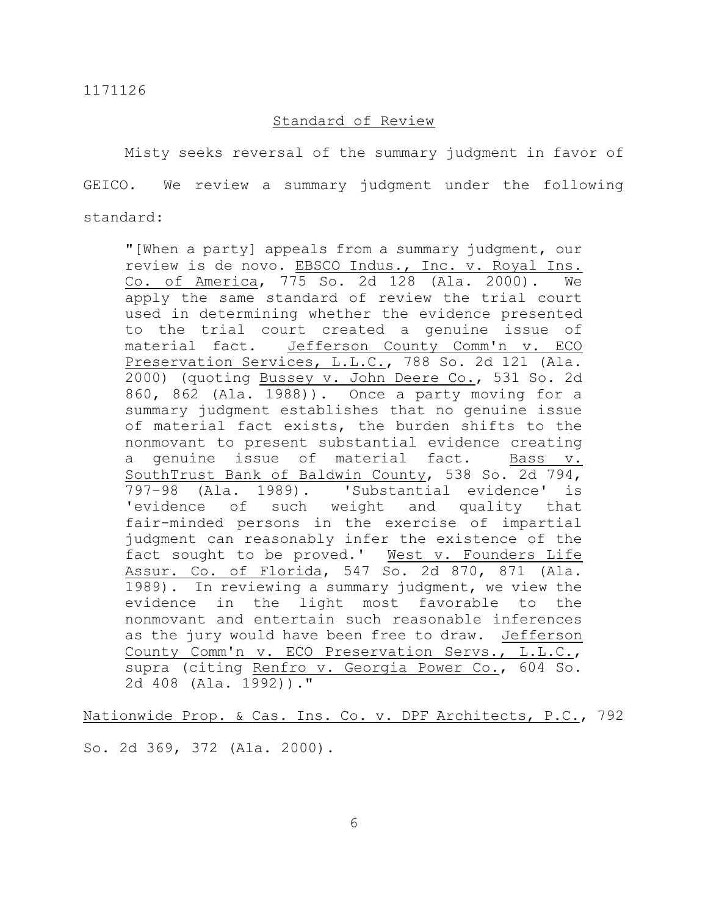## Standard of Review

Misty seeks reversal of the summary judgment in favor of GEICO. We review a summary judgment under the following standard:

> "[When a party] appeals from a summary judgment, our review is de novo. EBSCO Indus., Inc. v. Royal Ins. Co. of America, 775 So. 2d 128 (Ala. 2000). We apply the same standard of review the trial court used in determining whether the evidence presented to the trial court created a genuine issue of material fact. Jefferson County Comm'n v. ECO Preservation Services, L.L.C., 788 So. 2d 121 (Ala. 2000) (quoting Bussey v. John Deere Co., 531 So. 2d 860, 862 (Ala. 1988)). Once a party moving for a summary judgment establishes that no genuine issue of material fact exists, the burden shifts to the nonmovant to present substantial evidence creating a genuine issue of material fact. Bass v. SouthTrust Bank of Baldwin County, 538 So. 2d 794, 797-98 (Ala. 1989). 'Substantial evidence' is 'evidence of such weight and quality that fair-minded persons in the exercise of impartial judgment can reasonably infer the existence of the fact sought to be proved.' West v. Founders Life Assur. Co. of Florida, 547 So. 2d 870, 871 (Ala. 1989). In reviewing a summary judgment, we view the evidence in the light most favorable to the nonmovant and entertain such reasonable inferences as the jury would have been free to draw. Jefferson County Comm'n v. ECO Preservation Servs., L.L.C., supra (citing Renfro v. Georgia Power Co., 604 So. 2d 408 (Ala. 1992))."

Nationwide Prop. & Cas. Ins. Co. v. DPF Architects, P.C., 792 So. 2d 369, 372 (Ala. 2000).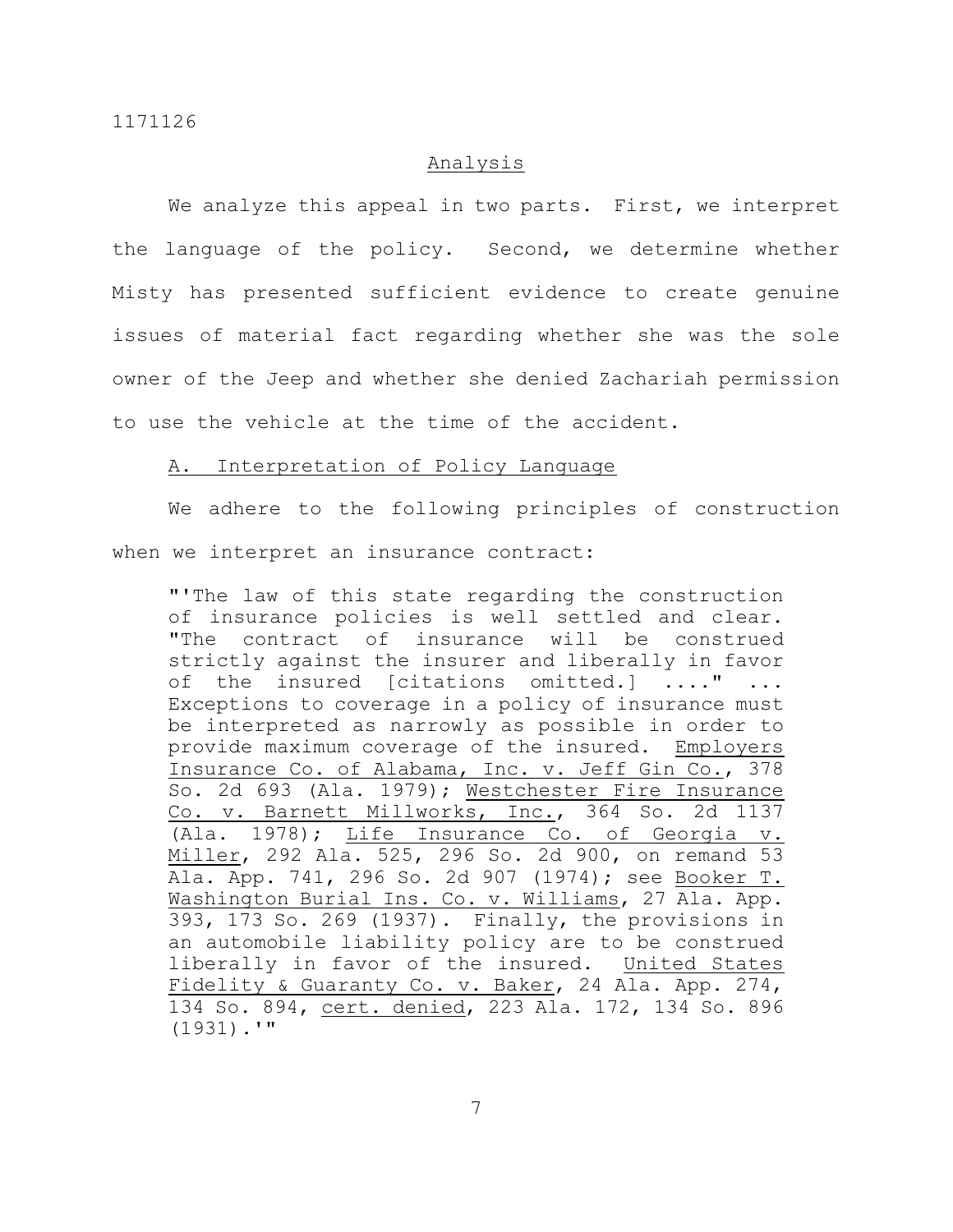## Analysis

We analyze this appeal in two parts. First, we interpret the language of the policy. Second, we determine whether Misty has presented sufficient evidence to create genuine issues of material fact regarding whether she was the sole owner of the Jeep and whether she denied Zachariah permission to use the vehicle at the time of the accident.

### A. Interpretation of Policy Language

We adhere to the following principles of construction when we interpret an insurance contract:

> "'The law of this state regarding the construction of insurance policies is well settled and clear. "The contract of insurance will be construed strictly against the insurer and liberally in favor of the insured [citations omitted.] ...." ... Exceptions to coverage in a policy of insurance must be interpreted as narrowly as possible in order to provide maximum coverage of the insured. Employers Insurance Co. of Alabama, Inc. v. Jeff Gin Co., 378 So. 2d 693 (Ala. 1979); Westchester Fire Insurance Co. v. Barnett Millworks, Inc., 364 So. 2d 1137 (Ala. 1978); Life Insurance Co. of Georgia v. Miller, 292 Ala. 525, 296 So. 2d 900, on remand 53 Ala. App. 741, 296 So. 2d 907 (1974); see Booker T. Washington Burial Ins. Co. v. Williams, 27 Ala. App. 393, 173 So. 269 (1937). Finally, the provisions in an automobile liability policy are to be construed liberally in favor of the insured. United States Fidelity & Guaranty Co. v. Baker, 24 Ala. App. 274, 134 So. 894, cert. denied, 223 Ala. 172, 134 So. 896 (1931).'"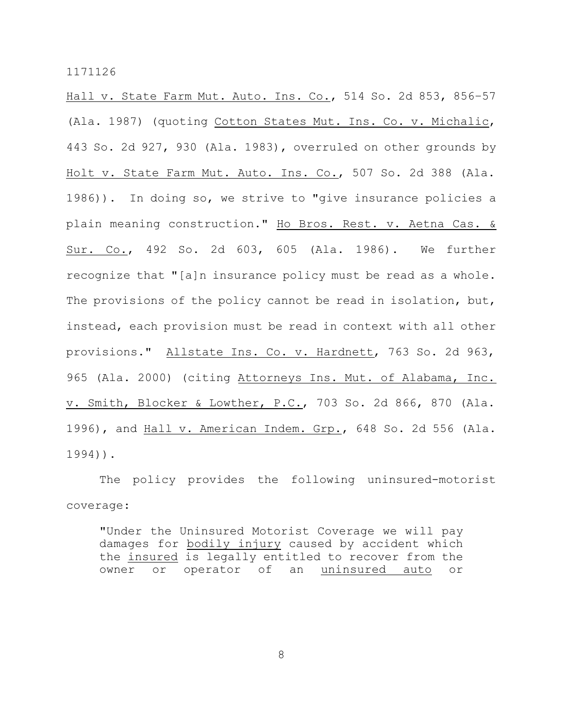Hall v. State Farm Mut. Auto. Ins. Co., 514 So. 2d 853, 856–57 (Ala. 1987) (quoting Cotton States Mut. Ins. Co. v. Michalic, 443 So. 2d 927, 930 (Ala. 1983), overruled on other grounds by Holt v. State Farm Mut. Auto. Ins. Co., 507 So. 2d 388 (Ala. 1986)). In doing so, we strive to "give insurance policies a plain meaning construction." Ho Bros. Rest. v. Aetna Cas. & Sur. Co., 492 So. 2d 603, 605 (Ala. 1986). We further recognize that "[a]n insurance policy must be read as a whole. The provisions of the policy cannot be read in isolation, but, instead, each provision must be read in context with all other provisions." Allstate Ins. Co. v. Hardnett, 763 So. 2d 963, 965 (Ala. 2000) (citing Attorneys Ins. Mut. of Alabama, Inc. v. Smith, Blocker & Lowther, P.C., 703 So. 2d 866, 870 (Ala. 1996), and Hall v. American Indem. Grp., 648 So. 2d 556 (Ala. 1994)).

The policy provides the following uninsured-motorist coverage:

> "Under the Uninsured Motorist Coverage we will pay damages for bodily injury caused by accident which the insured is legally entitled to recover from the owner or operator of an uninsured auto or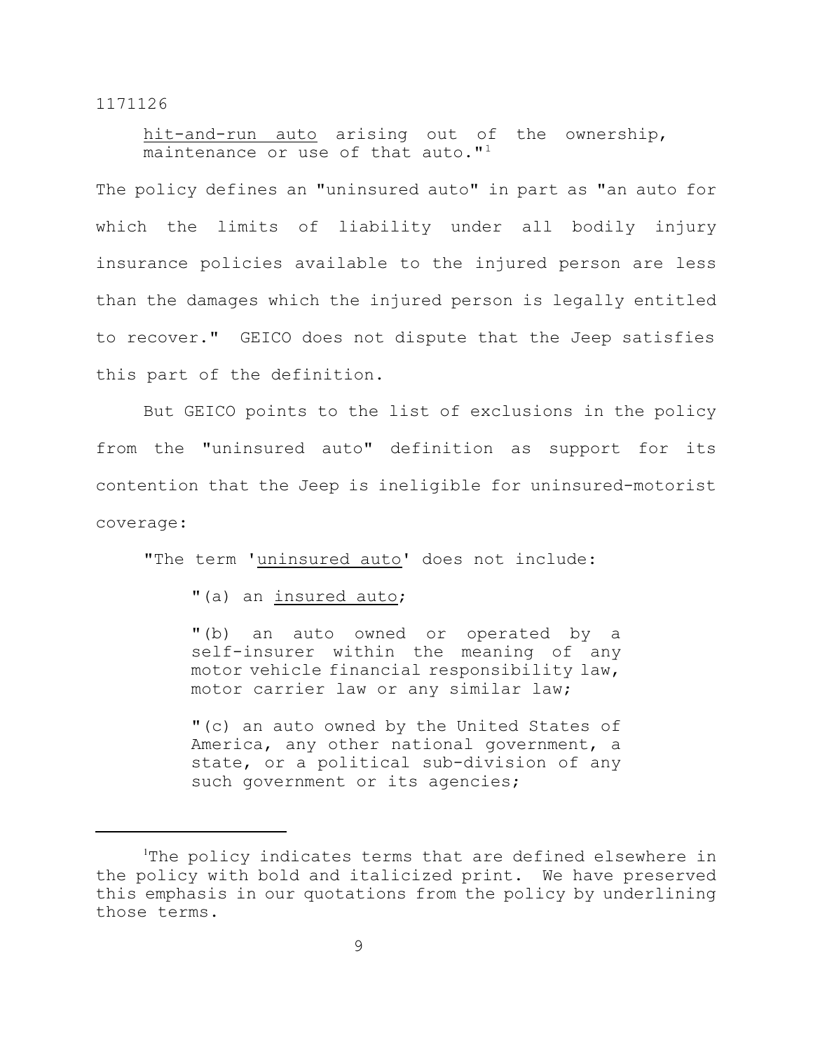> hit-and-run auto arising out of the ownership, maintenance or use of that auto."[1]

The policy defines an "uninsured auto" in part as "an auto for which the limits of liability under all bodily injury insurance policies available to the injured person are less than the damages which the injured person is legally entitled to recover." GEICO does not dispute that the Jeep satisfies this part of the definition.

But GEICO points to the list of exclusions in the policy from the "uninsured auto" definition as support for its contention that the Jeep is ineligible for uninsured-motorist coverage:

> "The term 'uninsured auto' does not include:
>
> > "(a) an insured auto;
> >
> > "(b) an auto owned or operated by a self-insurer within the meaning of any motor vehicle financial responsibility law, motor carrier law or any similar law;
> >
> > "(c) an auto owned by the United States of America, any other national government, a state, or a political sub-division of any such government or its agencies;

---

[1] The policy indicates terms that are defined elsewhere in the policy with bold and italicized print. We have preserved this emphasis in our quotations from the policy by underlining those terms.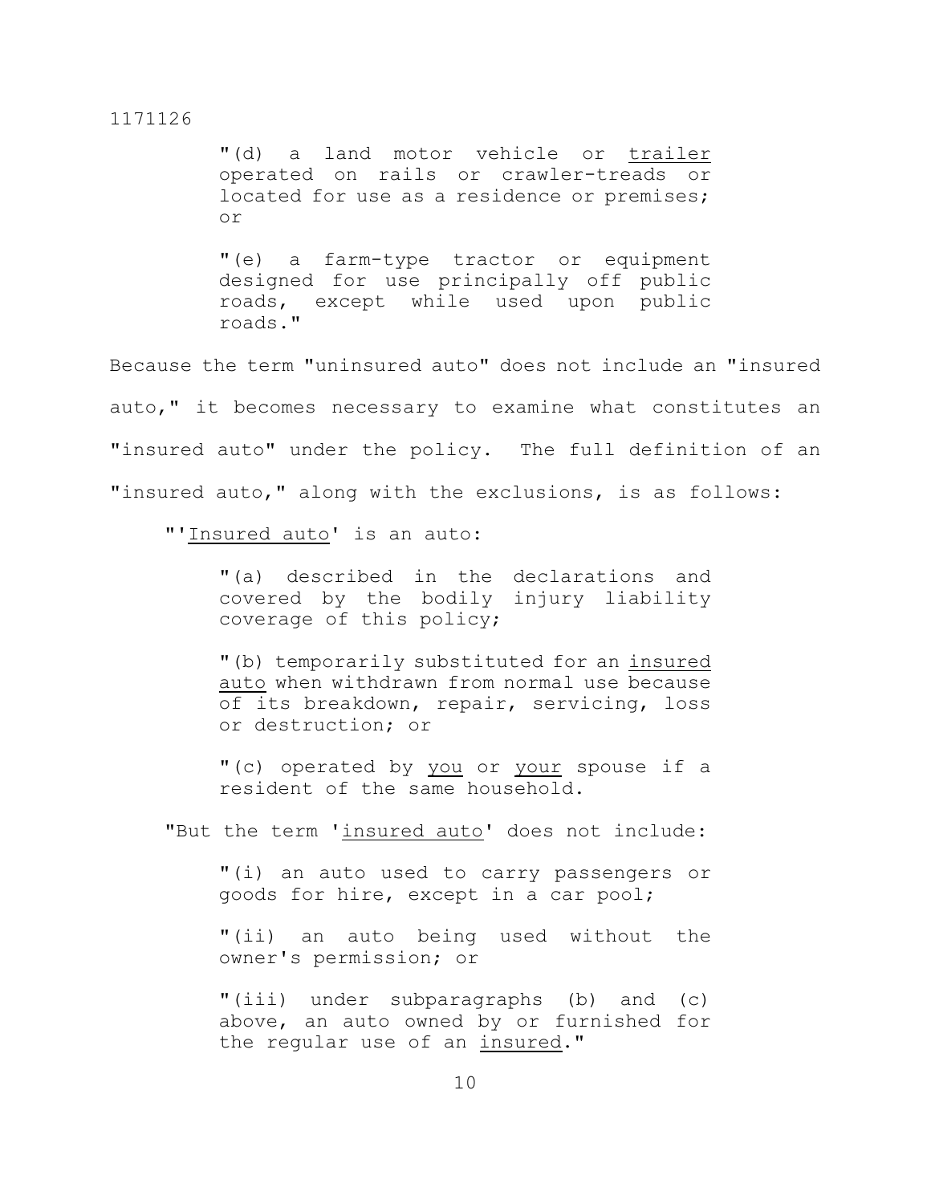"(d) a land motor vehicle or trailer operated on rails or crawler-treads or located for use as a residence or premises; or

"(e) a farm-type tractor or equipment designed for use principally off public roads, except while used upon public roads."

Because the term "uninsured auto" does not include an "insured auto," it becomes necessary to examine what constitutes an "insured auto" under the policy. The full definition of an "insured auto," along with the exclusions, is as follows:

> "'Insured auto' is an auto:
>
> "(a) described in the declarations and covered by the bodily injury liability coverage of this policy;
>
> "(b) temporarily substituted for an insured auto when withdrawn from normal use because of its breakdown, repair, servicing, loss or destruction; or
>
> "(c) operated by you or your spouse if a resident of the same household.
>
> "But the term 'insured auto' does not include:
>
> "(i) an auto used to carry passengers or goods for hire, except in a car pool;
>
> "(ii) an auto being used without the owner's permission; or
>
> "(iii) under subparagraphs (b) and (c) above, an auto owned by or furnished for the regular use of an insured."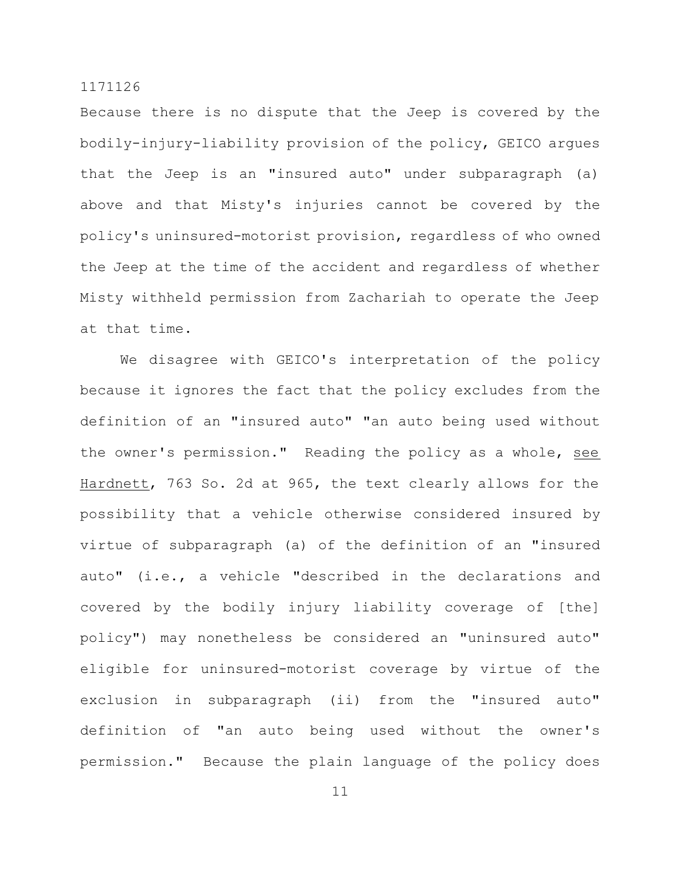Because there is no dispute that the Jeep is covered by the bodily-injury-liability provision of the policy, GEICO argues that the Jeep is an "insured auto" under subparagraph (a) above and that Misty's injuries cannot be covered by the policy's uninsured-motorist provision, regardless of who owned the Jeep at the time of the accident and regardless of whether Misty withheld permission from Zachariah to operate the Jeep at that time.

We disagree with GEICO's interpretation of the policy because it ignores the fact that the policy excludes from the definition of an "insured auto" "an auto being used without the owner's permission." Reading the policy as a whole, see Hardnett, 763 So. 2d at 965, the text clearly allows for the possibility that a vehicle otherwise considered insured by virtue of subparagraph (a) of the definition of an "insured auto" (i.e., a vehicle "described in the declarations and covered by the bodily injury liability coverage of [the] policy") may nonetheless be considered an "uninsured auto" eligible for uninsured-motorist coverage by virtue of the exclusion in subparagraph (ii) from the "insured auto" definition of "an auto being used without the owner's permission." Because the plain language of the policy does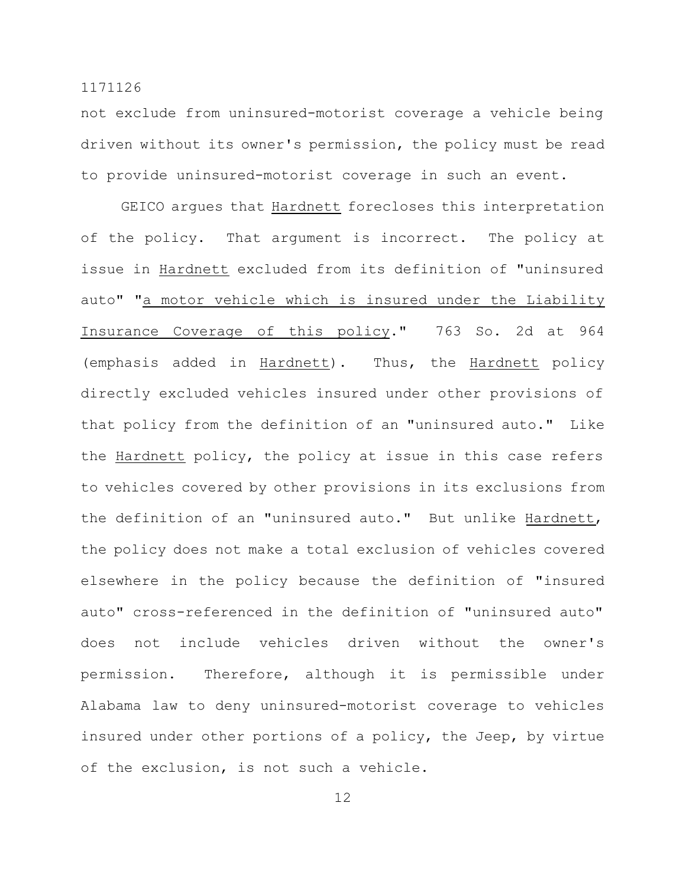not exclude from uninsured-motorist coverage a vehicle being driven without its owner's permission, the policy must be read to provide uninsured-motorist coverage in such an event.

GEICO argues that _Hardnett_ forecloses this interpretation of the policy. That argument is incorrect. The policy at issue in _Hardnett_ excluded from its definition of "uninsured auto" "_a motor vehicle which is insured under the Liability Insurance Coverage of this policy_." 763 So. 2d at 964 (emphasis added in _Hardnett_). Thus, the _Hardnett_ policy directly excluded vehicles insured under other provisions of that policy from the definition of an "uninsured auto." Like the _Hardnett_ policy, the policy at issue in this case refers to vehicles covered by other provisions in its exclusions from the definition of an "uninsured auto." But unlike _Hardnett_, the policy does not make a total exclusion of vehicles covered elsewhere in the policy because the definition of "insured auto" cross-referenced in the definition of "uninsured auto" does not include vehicles driven without the owner's permission. Therefore, although it is permissible under Alabama law to deny uninsured-motorist coverage to vehicles insured under other portions of a policy, the Jeep, by virtue of the exclusion, is not such a vehicle.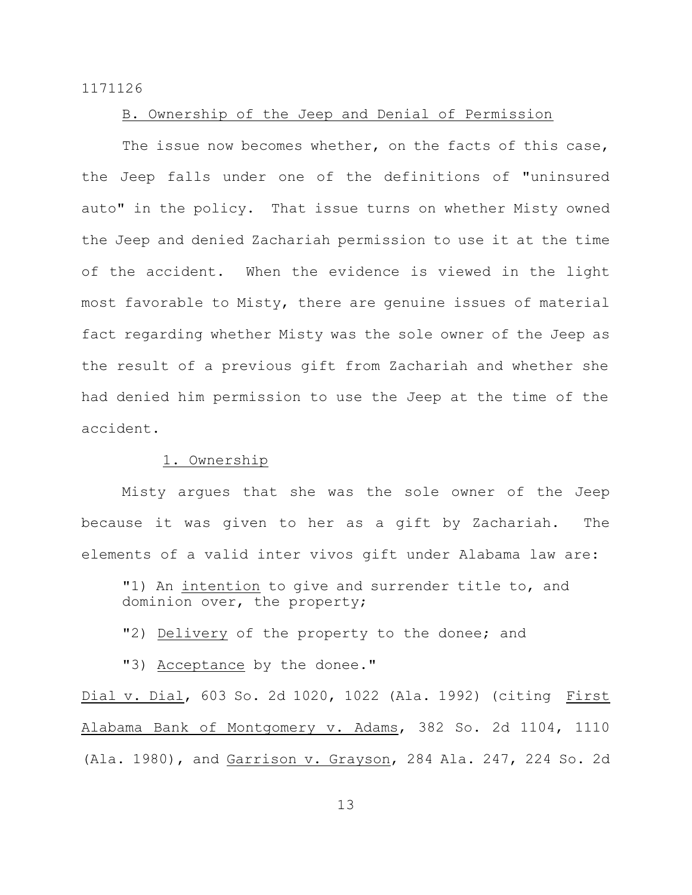B. Ownership of the Jeep and Denial of Permission

The issue now becomes whether, on the facts of this case, the Jeep falls under one of the definitions of "uninsured auto" in the policy. That issue turns on whether Misty owned the Jeep and denied Zachariah permission to use it at the time of the accident. When the evidence is viewed in the light most favorable to Misty, there are genuine issues of material fact regarding whether Misty was the sole owner of the Jeep as the result of a previous gift from Zachariah and whether she had denied him permission to use the Jeep at the time of the accident.

1. Ownership

Misty argues that she was the sole owner of the Jeep because it was given to her as a gift by Zachariah. The elements of a valid inter vivos gift under Alabama law are:

> "1) An intention to give and surrender title to, and dominion over, the property;
>
> "2) Delivery of the property to the donee; and
>
> "3) Acceptance by the donee."

Dial v. Dial, 603 So. 2d 1020, 1022 (Ala. 1992) (citing First Alabama Bank of Montgomery v. Adams, 382 So. 2d 1104, 1110 (Ala. 1980), and Garrison v. Grayson, 284 Ala. 247, 224 So. 2d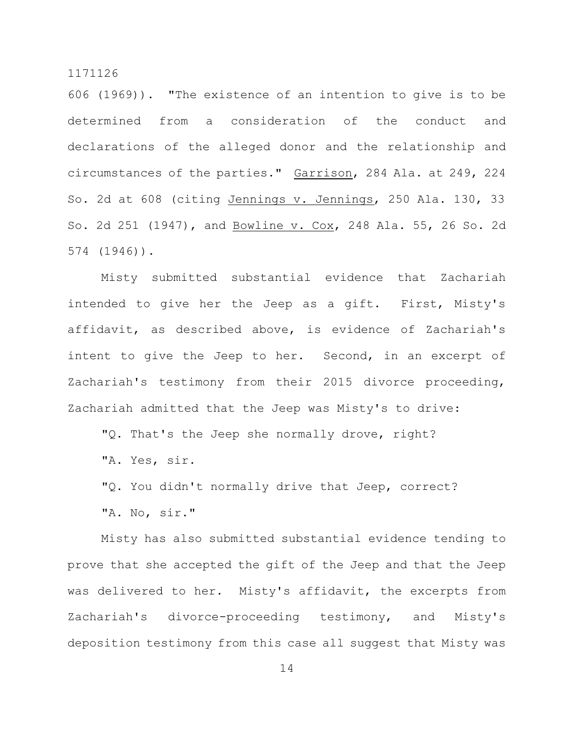606 (1969)). "The existence of an intention to give is to be determined from a consideration of the conduct and declarations of the alleged donor and the relationship and circumstances of the parties." Garrison, 284 Ala. at 249, 224 So. 2d at 608 (citing Jennings v. Jennings, 250 Ala. 130, 33 So. 2d 251 (1947), and Bowline v. Cox, 248 Ala. 55, 26 So. 2d 574 (1946)).

Misty submitted substantial evidence that Zachariah intended to give her the Jeep as a gift. First, Misty's affidavit, as described above, is evidence of Zachariah's intent to give the Jeep to her. Second, in an excerpt of Zachariah's testimony from their 2015 divorce proceeding, Zachariah admitted that the Jeep was Misty's to drive:

"Q. That's the Jeep she normally drove, right?

"A. Yes, sir.

"Q. You didn't normally drive that Jeep, correct?

"A. No, sir."

Misty has also submitted substantial evidence tending to prove that she accepted the gift of the Jeep and that the Jeep was delivered to her. Misty's affidavit, the excerpts from Zachariah's divorce-proceeding testimony, and Misty's deposition testimony from this case all suggest that Misty was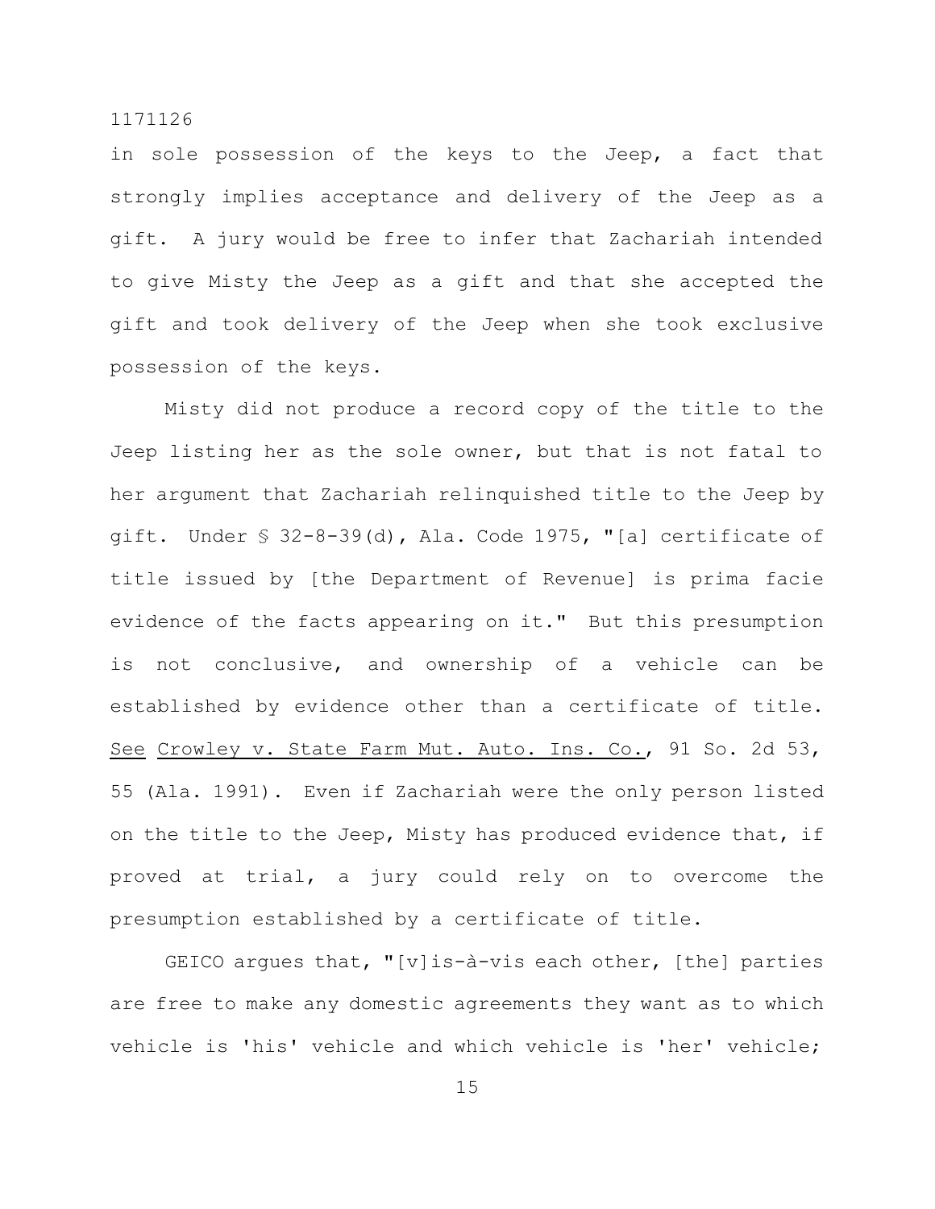in sole possession of the keys to the Jeep, a fact that strongly implies acceptance and delivery of the Jeep as a gift. A jury would be free to infer that Zachariah intended to give Misty the Jeep as a gift and that she accepted the gift and took delivery of the Jeep when she took exclusive possession of the keys.

Misty did not produce a record copy of the title to the Jeep listing her as the sole owner, but that is not fatal to her argument that Zachariah relinquished title to the Jeep by gift. Under § 32-8-39(d), Ala. Code 1975, "[a] certificate of title issued by [the Department of Revenue] is prima facie evidence of the facts appearing on it." But this presumption is not conclusive, and ownership of a vehicle can be established by evidence other than a certificate of title. See Crowley v. State Farm Mut. Auto. Ins. Co., 91 So. 2d 53, 55 (Ala. 1991). Even if Zachariah were the only person listed on the title to the Jeep, Misty has produced evidence that, if proved at trial, a jury could rely on to overcome the presumption established by a certificate of title.

GEICO argues that, "[v]is-à-vis each other, [the] parties are free to make any domestic agreements they want as to which vehicle is 'his' vehicle and which vehicle is 'her' vehicle;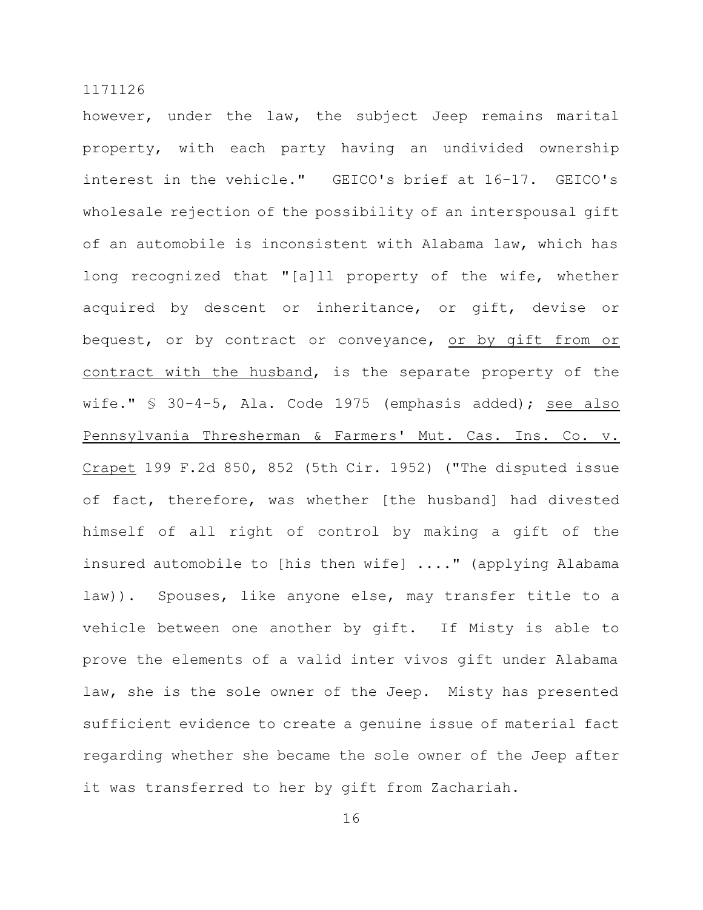however, under the law, the subject Jeep remains marital property, with each party having an undivided ownership interest in the vehicle." GEICO's brief at 16-17. GEICO's wholesale rejection of the possibility of an interspousal gift of an automobile is inconsistent with Alabama law, which has long recognized that "[a]ll property of the wife, whether acquired by descent or inheritance, or gift, devise or bequest, or by contract or conveyance, <u>or by gift from or contract with the husband</u>, is the separate property of the wife." § 30-4-5, Ala. Code 1975 (emphasis added); <u>see also Pennsylvania Thresherman & Farmers' Mut. Cas. Ins. Co. v. Crapet</u> 199 F.2d 850, 852 (5th Cir. 1952) ("The disputed issue of fact, therefore, was whether [the husband] had divested himself of all right of control by making a gift of the insured automobile to [his then wife] ...." (applying Alabama law)). Spouses, like anyone else, may transfer title to a vehicle between one another by gift. If Misty is able to prove the elements of a valid inter vivos gift under Alabama law, she is the sole owner of the Jeep. Misty has presented sufficient evidence to create a genuine issue of material fact regarding whether she became the sole owner of the Jeep after it was transferred to her by gift from Zachariah.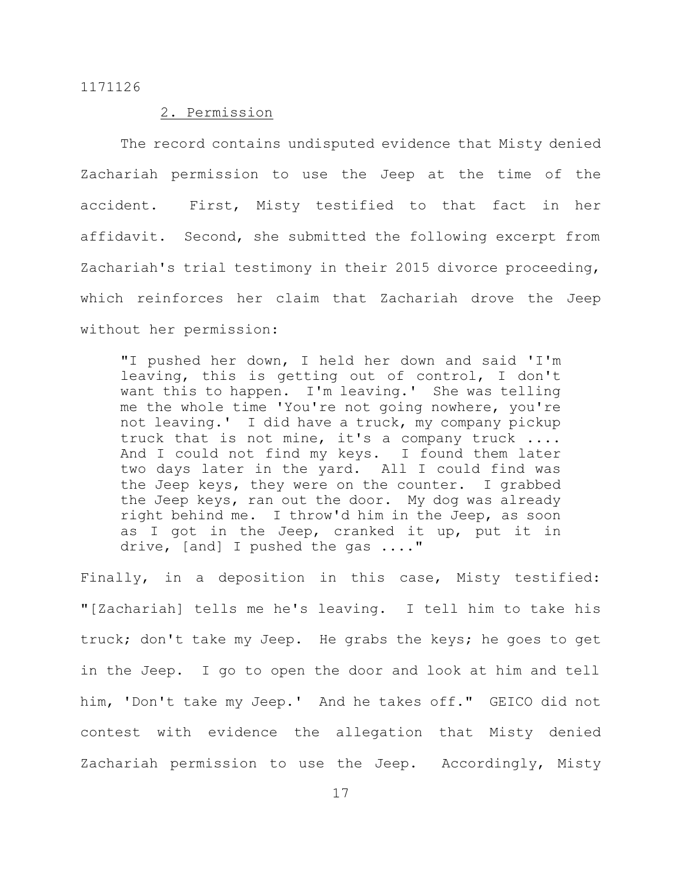### 2. Permission

The record contains undisputed evidence that Misty denied Zachariah permission to use the Jeep at the time of the accident. First, Misty testified to that fact in her affidavit. Second, she submitted the following excerpt from Zachariah's trial testimony in their 2015 divorce proceeding, which reinforces her claim that Zachariah drove the Jeep without her permission:

> "I pushed her down, I held her down and said 'I'm leaving, this is getting out of control, I don't want this to happen. I'm leaving.' She was telling me the whole time 'You're not going nowhere, you're not leaving.' I did have a truck, my company pickup truck that is not mine, it's a company truck .... And I could not find my keys. I found them later two days later in the yard. All I could find was the Jeep keys, they were on the counter. I grabbed the Jeep keys, ran out the door. My dog was already right behind me. I throw'd him in the Jeep, as soon as I got in the Jeep, cranked it up, put it in drive, [and] I pushed the gas ...."

Finally, in a deposition in this case, Misty testified: "[Zachariah] tells me he's leaving. I tell him to take his truck; don't take my Jeep. He grabs the keys; he goes to get in the Jeep. I go to open the door and look at him and tell him, 'Don't take my Jeep.' And he takes off." GEICO did not contest with evidence the allegation that Misty denied Zachariah permission to use the Jeep. Accordingly, Misty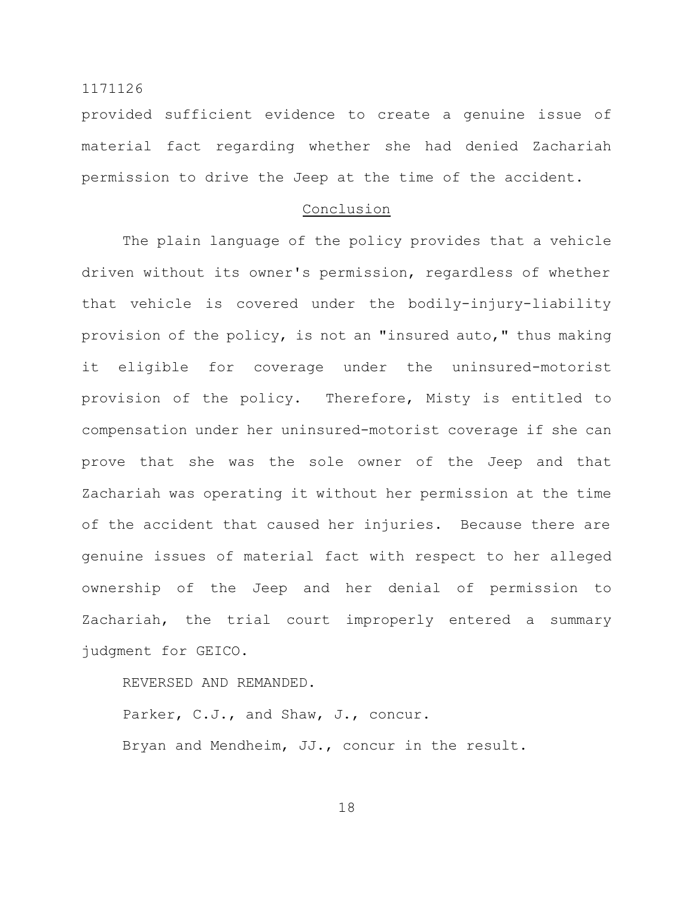provided sufficient evidence to create a genuine issue of material fact regarding whether she had denied Zachariah permission to drive the Jeep at the time of the accident.

## Conclusion

The plain language of the policy provides that a vehicle driven without its owner's permission, regardless of whether that vehicle is covered under the bodily-injury-liability provision of the policy, is not an "insured auto," thus making it eligible for coverage under the uninsured-motorist provision of the policy. Therefore, Misty is entitled to compensation under her uninsured-motorist coverage if she can prove that she was the sole owner of the Jeep and that Zachariah was operating it without her permission at the time of the accident that caused her injuries. Because there are genuine issues of material fact with respect to her alleged ownership of the Jeep and her denial of permission to Zachariah, the trial court improperly entered a summary judgment for GEICO.

REVERSED AND REMANDED.

Parker, C.J., and Shaw, J., concur.

Bryan and Mendheim, JJ., concur in the result.